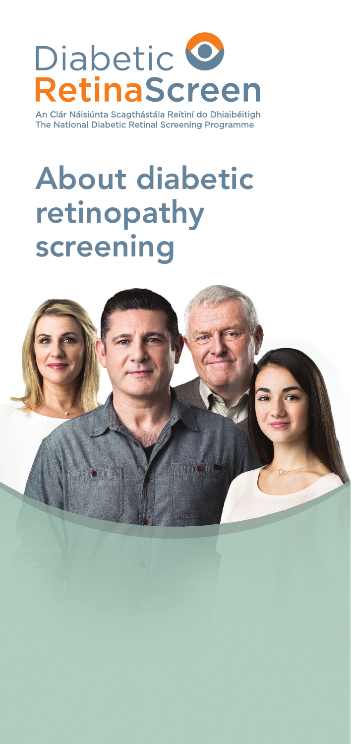Diabetic RetinaScreen

An Clár Náisiúnta Scagthástála Reitiní do Dhiaibéitigh
The National Diabetic Retinal Screening Programme

# About diabetic retinopathy screening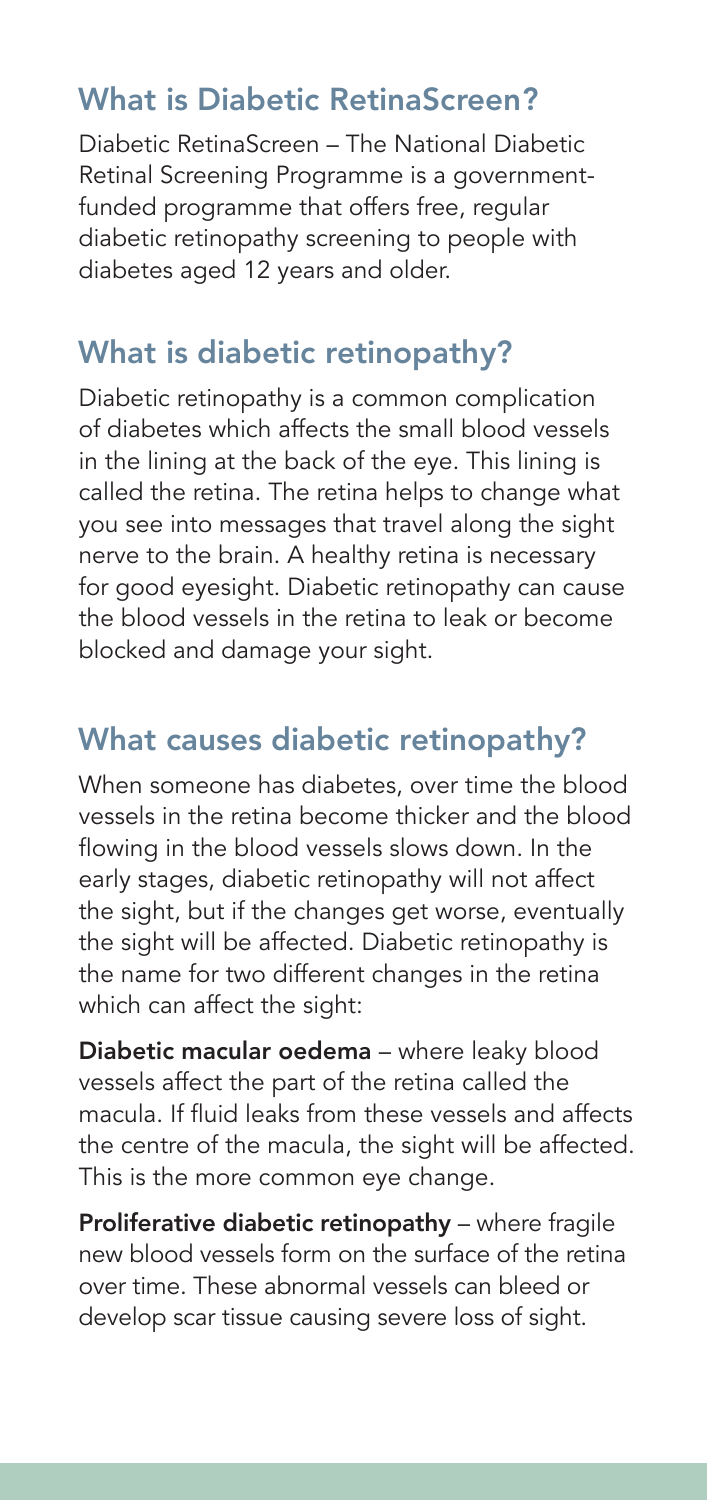## What is Diabetic RetinaScreen?

Diabetic RetinaScreen – The National Diabetic Retinal Screening Programme is a government-funded programme that offers free, regular diabetic retinopathy screening to people with diabetes aged 12 years and older.

## What is diabetic retinopathy?

Diabetic retinopathy is a common complication of diabetes which affects the small blood vessels in the lining at the back of the eye. This lining is called the retina. The retina helps to change what you see into messages that travel along the sight nerve to the brain. A healthy retina is necessary for good eyesight. Diabetic retinopathy can cause the blood vessels in the retina to leak or become blocked and damage your sight.

## What causes diabetic retinopathy?

When someone has diabetes, over time the blood vessels in the retina become thicker and the blood flowing in the blood vessels slows down. In the early stages, diabetic retinopathy will not affect the sight, but if the changes get worse, eventually the sight will be affected. Diabetic retinopathy is the name for two different changes in the retina which can affect the sight:

**Diabetic macular oedema** – where leaky blood vessels affect the part of the retina called the macula. If fluid leaks from these vessels and affects the centre of the macula, the sight will be affected. This is the more common eye change.

**Proliferative diabetic retinopathy** – where fragile new blood vessels form on the surface of the retina over time. These abnormal vessels can bleed or develop scar tissue causing severe loss of sight.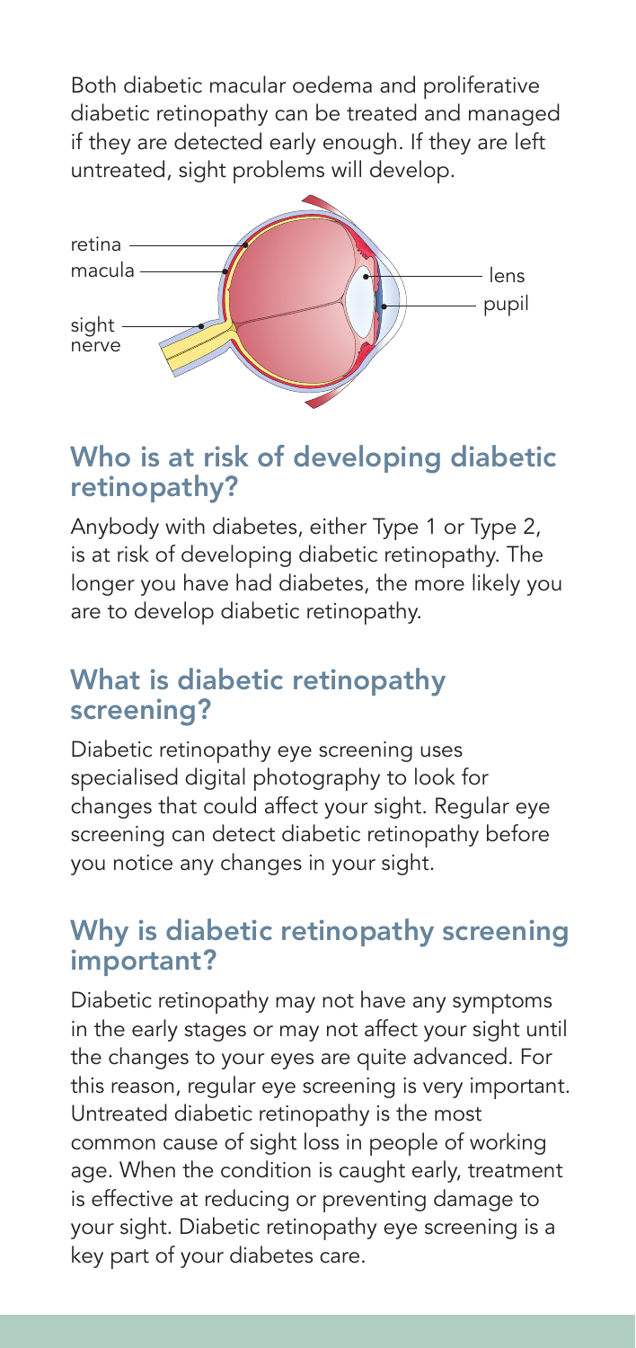Both diabetic macular oedema and proliferative diabetic retinopathy can be treated and managed if they are detected early enough. If they are left untreated, sight problems will develop.

## Who is at risk of developing diabetic retinopathy?

Anybody with diabetes, either Type 1 or Type 2, is at risk of developing diabetic retinopathy. The longer you have had diabetes, the more likely you are to develop diabetic retinopathy.

## What is diabetic retinopathy screening?

Diabetic retinopathy eye screening uses specialised digital photography to look for changes that could affect your sight. Regular eye screening can detect diabetic retinopathy before you notice any changes in your sight.

## Why is diabetic retinopathy screening important?

Diabetic retinopathy may not have any symptoms in the early stages or may not affect your sight until the changes to your eyes are quite advanced. For this reason, regular eye screening is very important. Untreated diabetic retinopathy is the most common cause of sight loss in people of working age. When the condition is caught early, treatment is effective at reducing or preventing damage to your sight. Diabetic retinopathy eye screening is a key part of your diabetes care.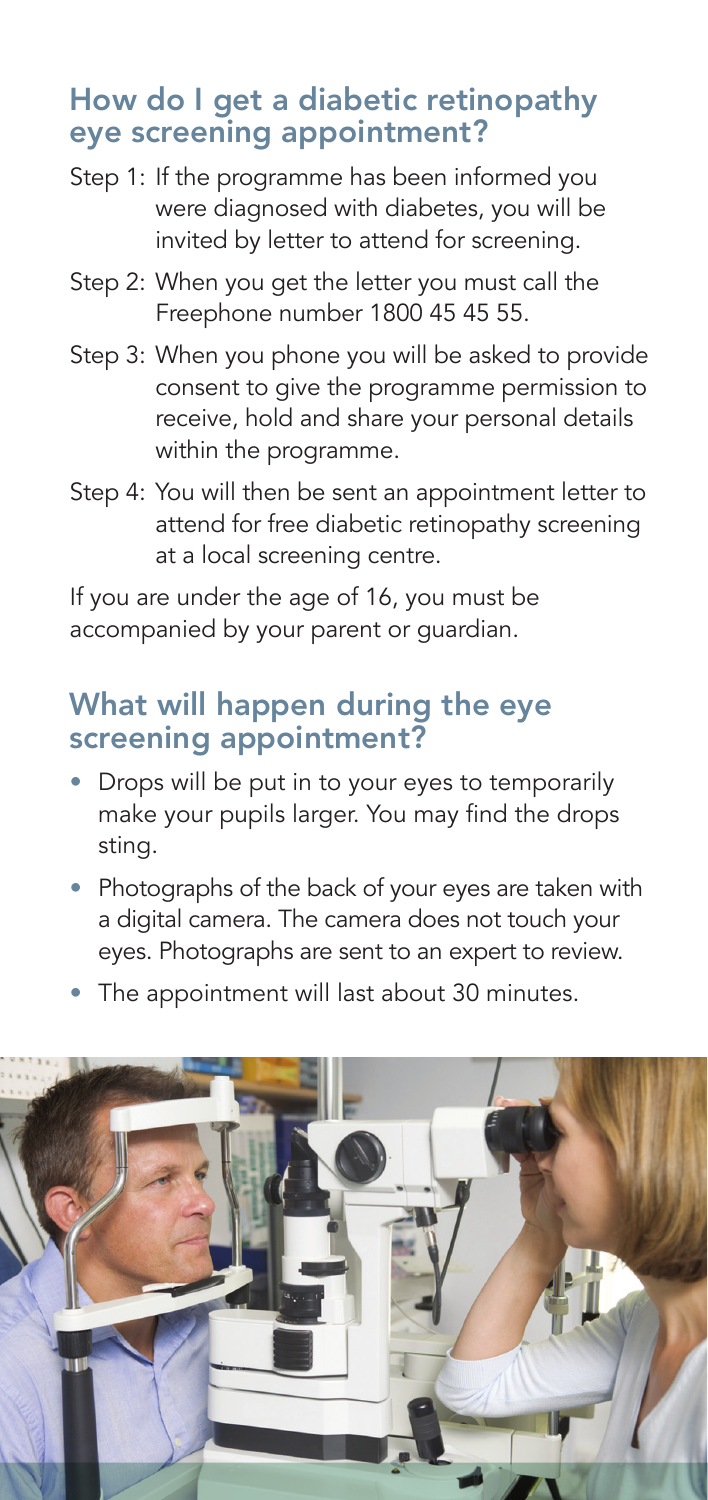## How do I get a diabetic retinopathy eye screening appointment?

Step 1: If the programme has been informed you were diagnosed with diabetes, you will be invited by letter to attend for screening.

Step 2: When you get the letter you must call the Freephone number 1800 45 45 55.

Step 3: When you phone you will be asked to provide consent to give the programme permission to receive, hold and share your personal details within the programme.

Step 4: You will then be sent an appointment letter to attend for free diabetic retinopathy screening at a local screening centre.

If you are under the age of 16, you must be accompanied by your parent or guardian.

## What will happen during the eye screening appointment?

- Drops will be put in to your eyes to temporarily make your pupils larger. You may find the drops sting.
- Photographs of the back of your eyes are taken with a digital camera. The camera does not touch your eyes. Photographs are sent to an expert to review.
- The appointment will last about 30 minutes.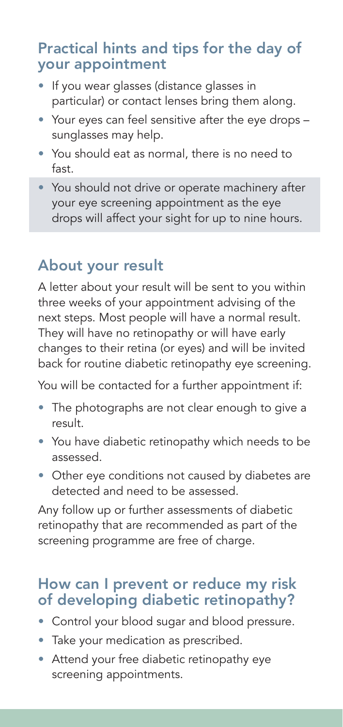## Practical hints and tips for the day of your appointment

- If you wear glasses (distance glasses in particular) or contact lenses bring them along.
- Your eyes can feel sensitive after the eye drops – sunglasses may help.
- You should eat as normal, there is no need to fast.
- You should not drive or operate machinery after your eye screening appointment as the eye drops will affect your sight for up to nine hours.

## About your result

A letter about your result will be sent to you within three weeks of your appointment advising of the next steps. Most people will have a normal result. They will have no retinopathy or will have early changes to their retina (or eyes) and will be invited back for routine diabetic retinopathy eye screening.

You will be contacted for a further appointment if:

- The photographs are not clear enough to give a result.
- You have diabetic retinopathy which needs to be assessed.
- Other eye conditions not caused by diabetes are detected and need to be assessed.

Any follow up or further assessments of diabetic retinopathy that are recommended as part of the screening programme are free of charge.

## How can I prevent or reduce my risk of developing diabetic retinopathy?

- Control your blood sugar and blood pressure.
- Take your medication as prescribed.
- Attend your free diabetic retinopathy eye screening appointments.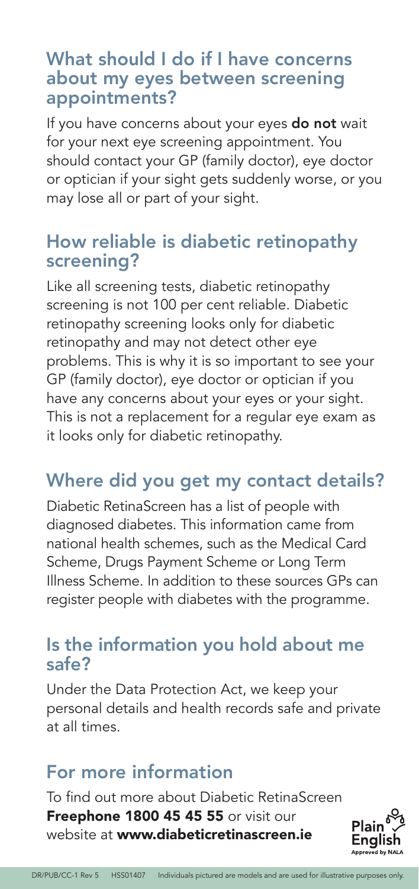## What should I do if I have concerns about my eyes between screening appointments?

If you have concerns about your eyes **do not** wait for your next eye screening appointment. You should contact your GP (family doctor), eye doctor or optician if your sight gets suddenly worse, or you may lose all or part of your sight.

## How reliable is diabetic retinopathy screening?

Like all screening tests, diabetic retinopathy screening is not 100 per cent reliable. Diabetic retinopathy screening looks only for diabetic retinopathy and may not detect other eye problems. This is why it is so important to see your GP (family doctor), eye doctor or optician if you have any concerns about your eyes or your sight. This is not a replacement for a regular eye exam as it looks only for diabetic retinopathy.

## Where did you get my contact details?

Diabetic RetinaScreen has a list of people with diagnosed diabetes. This information came from national health schemes, such as the Medical Card Scheme, Drugs Payment Scheme or Long Term Illness Scheme. In addition to these sources GPs can register people with diabetes with the programme.

## Is the information you hold about me safe?

Under the Data Protection Act, we keep your personal details and health records safe and private at all times.

## For more information

To find out more about Diabetic RetinaScreen **Freephone 1800 45 45 55** or visit our website at **www.diabeticretinascreen.ie**

Plain English Approved by NALA

DR/PUB/CC-1 Rev 5 HSS01407 Individuals pictured are models and are used for illustrative purposes only.